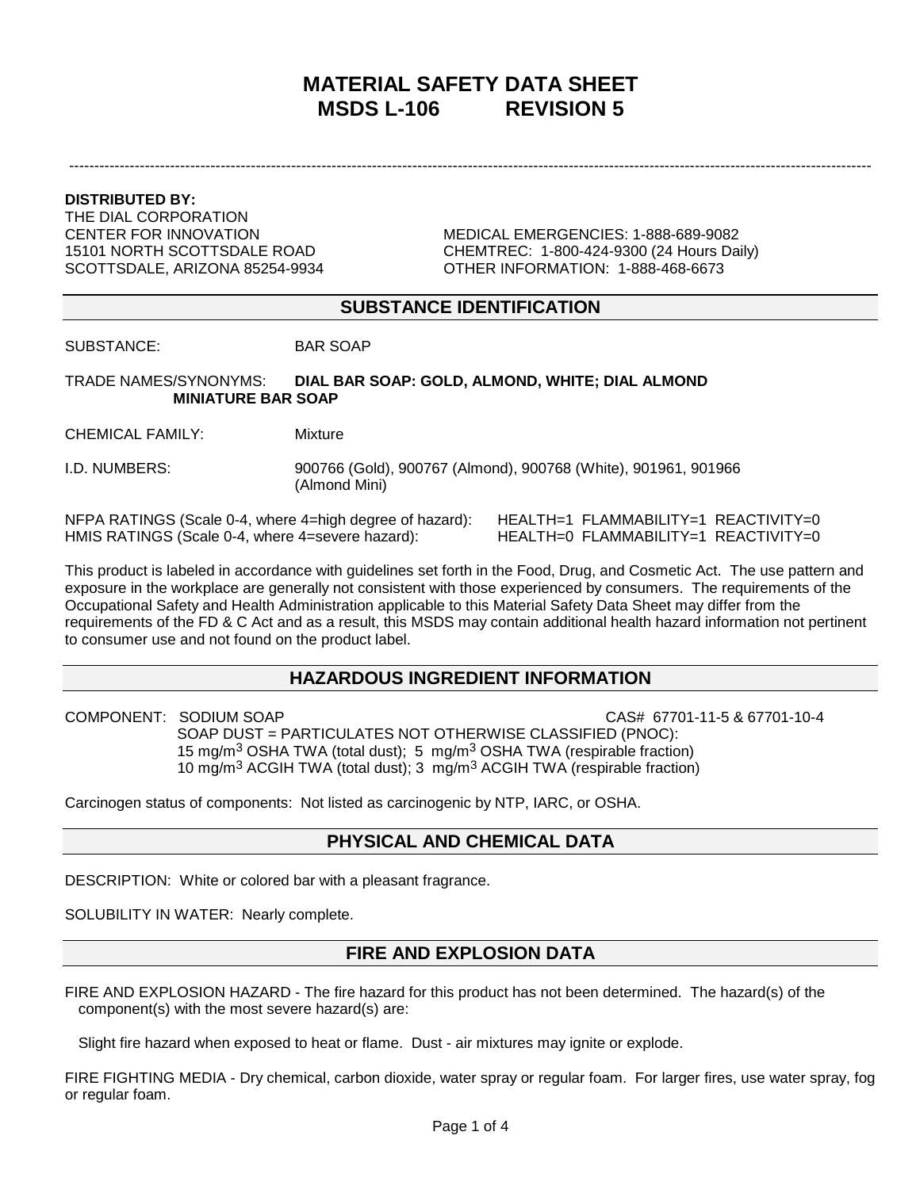# MATERIAL SAFETY DATA SHEET
# MSDS L-106 REVISION 5

---

**DISTRIBUTED BY:**
THE DIAL CORPORATION
CENTER FOR INNOVATION
15101 NORTH SCOTTSDALE ROAD
SCOTTSDALE, ARIZONA 85254-9934

MEDICAL EMERGENCIES: 1-888-689-9082
CHEMTREC: 1-800-424-9300 (24 Hours Daily)
OTHER INFORMATION: 1-888-468-6673

## SUBSTANCE IDENTIFICATION

SUBSTANCE: BAR SOAP

TRADE NAMES/SYNONYMS: **DIAL BAR SOAP: GOLD, ALMOND, WHITE; DIAL ALMOND MINIATURE BAR SOAP**

CHEMICAL FAMILY: Mixture

I.D. NUMBERS: 900766 (Gold), 900767 (Almond), 900768 (White), 901961, 901966 (Almond Mini)

NFPA RATINGS (Scale 0-4, where 4=high degree of hazard): HEALTH=1 FLAMMABILITY=1 REACTIVITY=0
HMIS RATINGS (Scale 0-4, where 4=severe hazard): HEALTH=0 FLAMMABILITY=1 REACTIVITY=0

This product is labeled in accordance with guidelines set forth in the Food, Drug, and Cosmetic Act. The use pattern and exposure in the workplace are generally not consistent with those experienced by consumers. The requirements of the Occupational Safety and Health Administration applicable to this Material Safety Data Sheet may differ from the requirements of the FD & C Act and as a result, this MSDS may contain additional health hazard information not pertinent to consumer use and not found on the product label.

## HAZARDOUS INGREDIENT INFORMATION

COMPONENT: SODIUM SOAP CAS# 67701-11-5 & 67701-10-4
SOAP DUST = PARTICULATES NOT OTHERWISE CLASSIFIED (PNOC):
15 mg/m$^3$ OSHA TWA (total dust); 5 mg/m$^3$ OSHA TWA (respirable fraction)
10 mg/m$^3$ ACGIH TWA (total dust); 3 mg/m$^3$ ACGIH TWA (respirable fraction)

Carcinogen status of components: Not listed as carcinogenic by NTP, IARC, or OSHA.

## PHYSICAL AND CHEMICAL DATA

DESCRIPTION: White or colored bar with a pleasant fragrance.

SOLUBILITY IN WATER: Nearly complete.

## FIRE AND EXPLOSION DATA

FIRE AND EXPLOSION HAZARD - The fire hazard for this product has not been determined. The hazard(s) of the component(s) with the most severe hazard(s) are:

Slight fire hazard when exposed to heat or flame. Dust - air mixtures may ignite or explode.

FIRE FIGHTING MEDIA - Dry chemical, carbon dioxide, water spray or regular foam. For larger fires, use water spray, fog or regular foam.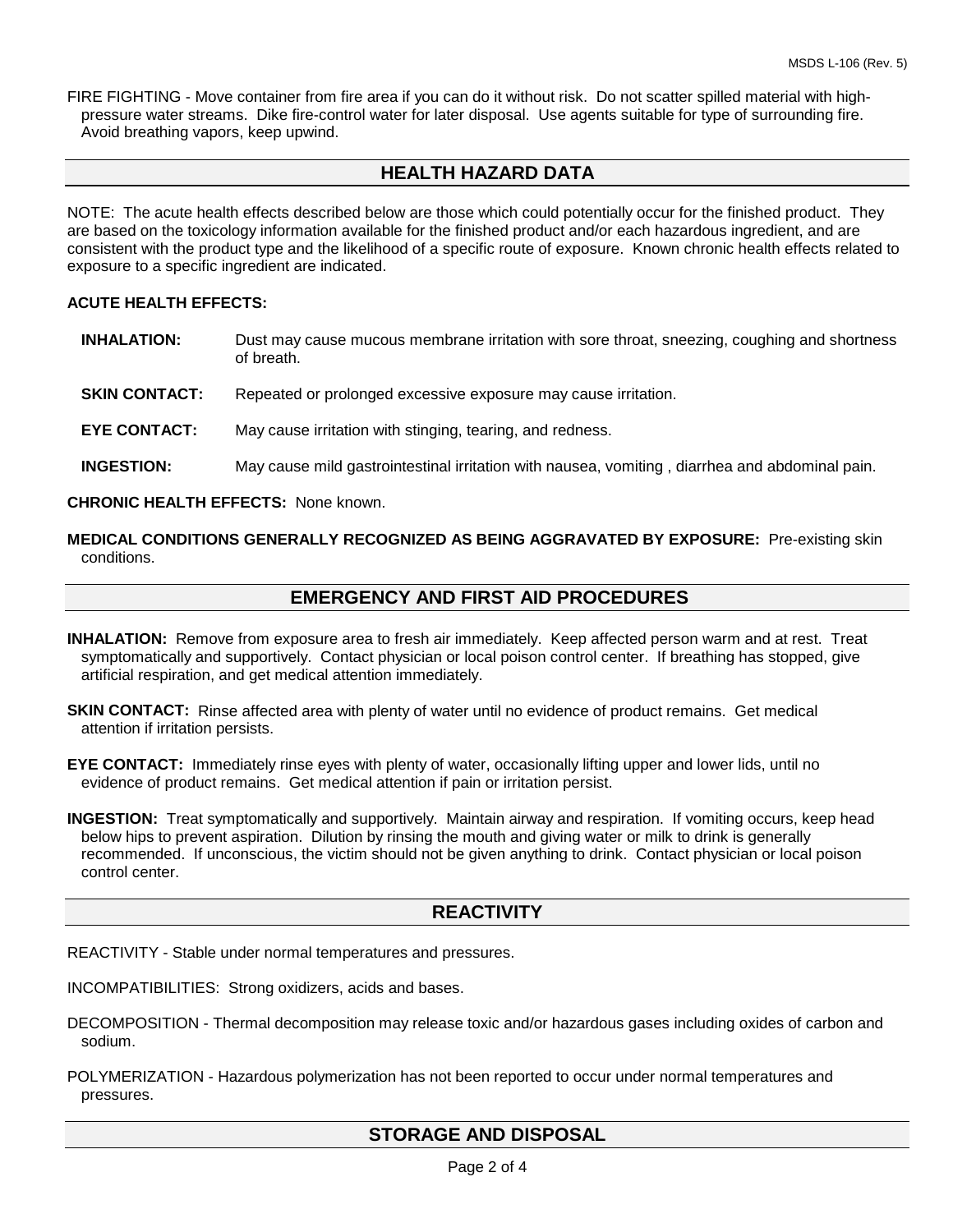FIRE FIGHTING - Move container from fire area if you can do it without risk. Do not scatter spilled material with high-pressure water streams. Dike fire-control water for later disposal. Use agents suitable for type of surrounding fire. Avoid breathing vapors, keep upwind.

## HEALTH HAZARD DATA

NOTE: The acute health effects described below are those which could potentially occur for the finished product. They are based on the toxicology information available for the finished product and/or each hazardous ingredient, and are consistent with the product type and the likelihood of a specific route of exposure. Known chronic health effects related to exposure to a specific ingredient are indicated.

**ACUTE HEALTH EFFECTS:**

**INHALATION:** Dust may cause mucous membrane irritation with sore throat, sneezing, coughing and shortness of breath.

**SKIN CONTACT:** Repeated or prolonged excessive exposure may cause irritation.

**EYE CONTACT:** May cause irritation with stinging, tearing, and redness.

**INGESTION:** May cause mild gastrointestinal irritation with nausea, vomiting , diarrhea and abdominal pain.

**CHRONIC HEALTH EFFECTS:** None known.

**MEDICAL CONDITIONS GENERALLY RECOGNIZED AS BEING AGGRAVATED BY EXPOSURE:** Pre-existing skin conditions.

## EMERGENCY AND FIRST AID PROCEDURES

**INHALATION:** Remove from exposure area to fresh air immediately. Keep affected person warm and at rest. Treat symptomatically and supportively. Contact physician or local poison control center. If breathing has stopped, give artificial respiration, and get medical attention immediately.

**SKIN CONTACT:** Rinse affected area with plenty of water until no evidence of product remains. Get medical attention if irritation persists.

**EYE CONTACT:** Immediately rinse eyes with plenty of water, occasionally lifting upper and lower lids, until no evidence of product remains. Get medical attention if pain or irritation persist.

**INGESTION:** Treat symptomatically and supportively. Maintain airway and respiration. If vomiting occurs, keep head below hips to prevent aspiration. Dilution by rinsing the mouth and giving water or milk to drink is generally recommended. If unconscious, the victim should not be given anything to drink. Contact physician or local poison control center.

## REACTIVITY

REACTIVITY - Stable under normal temperatures and pressures.

INCOMPATIBILITIES: Strong oxidizers, acids and bases.

DECOMPOSITION - Thermal decomposition may release toxic and/or hazardous gases including oxides of carbon and sodium.

POLYMERIZATION - Hazardous polymerization has not been reported to occur under normal temperatures and pressures.

## STORAGE AND DISPOSAL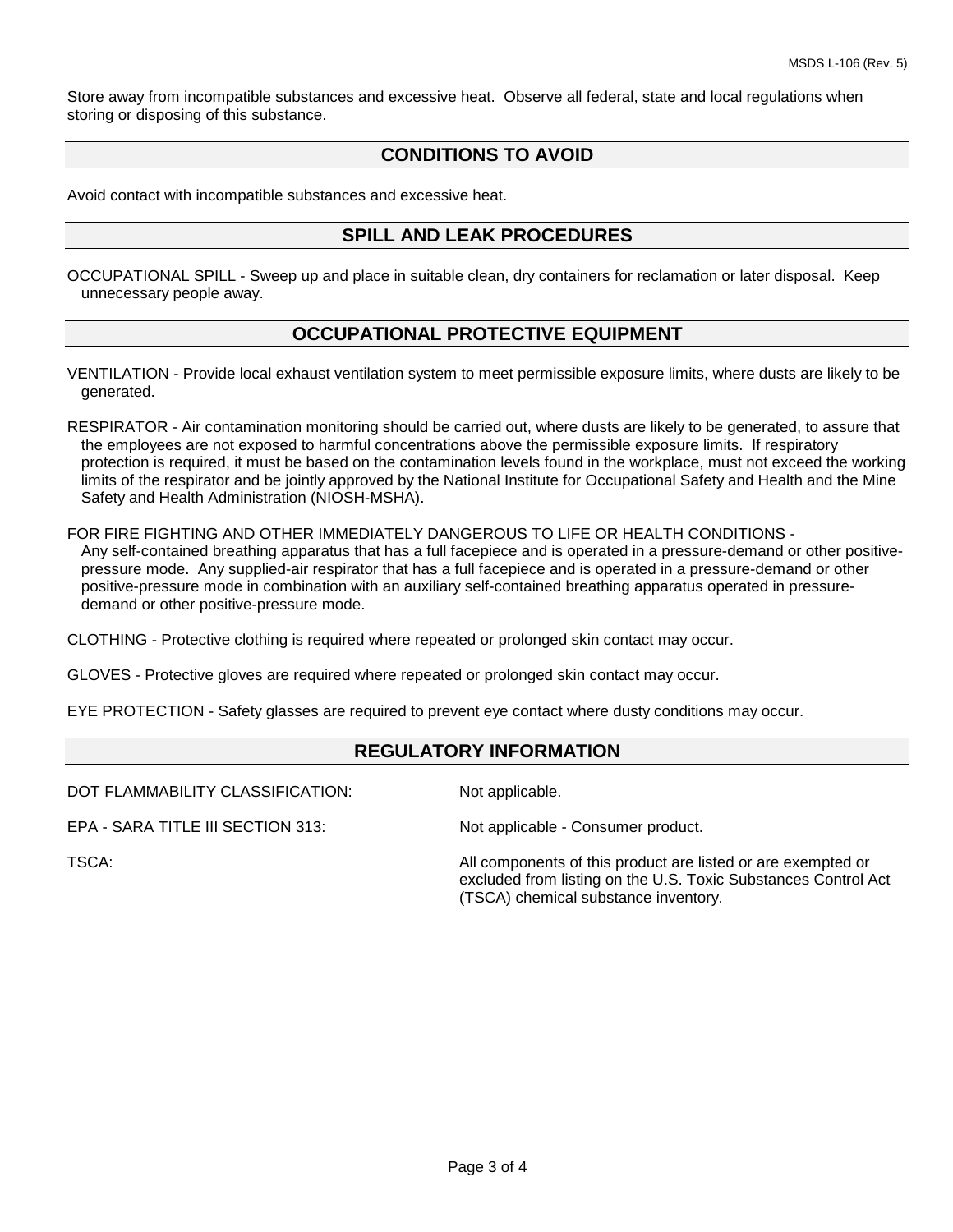Store away from incompatible substances and excessive heat. Observe all federal, state and local regulations when storing or disposing of this substance.

## CONDITIONS TO AVOID

Avoid contact with incompatible substances and excessive heat.

## SPILL AND LEAK PROCEDURES

OCCUPATIONAL SPILL - Sweep up and place in suitable clean, dry containers for reclamation or later disposal. Keep unnecessary people away.

## OCCUPATIONAL PROTECTIVE EQUIPMENT

VENTILATION - Provide local exhaust ventilation system to meet permissible exposure limits, where dusts are likely to be generated.

RESPIRATOR - Air contamination monitoring should be carried out, where dusts are likely to be generated, to assure that the employees are not exposed to harmful concentrations above the permissible exposure limits. If respiratory protection is required, it must be based on the contamination levels found in the workplace, must not exceed the working limits of the respirator and be jointly approved by the National Institute for Occupational Safety and Health and the Mine Safety and Health Administration (NIOSH-MSHA).

FOR FIRE FIGHTING AND OTHER IMMEDIATELY DANGEROUS TO LIFE OR HEALTH CONDITIONS - Any self-contained breathing apparatus that has a full facepiece and is operated in a pressure-demand or other positive-pressure mode. Any supplied-air respirator that has a full facepiece and is operated in a pressure-demand or other positive-pressure mode in combination with an auxiliary self-contained breathing apparatus operated in pressure-demand or other positive-pressure mode.

CLOTHING - Protective clothing is required where repeated or prolonged skin contact may occur.

GLOVES - Protective gloves are required where repeated or prolonged skin contact may occur.

EYE PROTECTION - Safety glasses are required to prevent eye contact where dusty conditions may occur.

## REGULATORY INFORMATION

| | |
|---|---|
| DOT FLAMMABILITY CLASSIFICATION: | Not applicable. |
| EPA - SARA TITLE III SECTION 313: | Not applicable - Consumer product. |
| TSCA: | All components of this product are listed or are exempted or excluded from listing on the U.S. Toxic Substances Control Act (TSCA) chemical substance inventory. |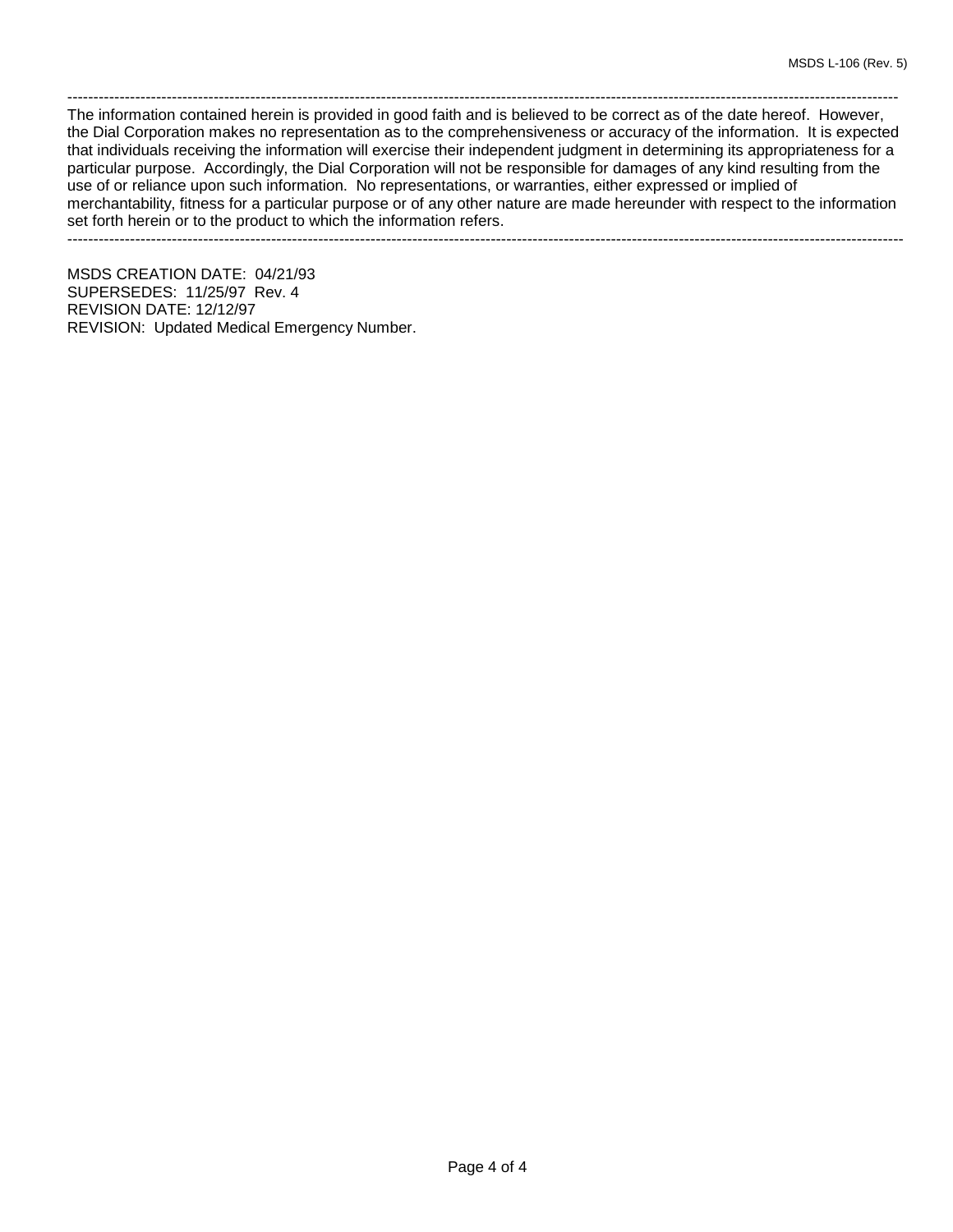---

The information contained herein is provided in good faith and is believed to be correct as of the date hereof. However, the Dial Corporation makes no representation as to the comprehensiveness or accuracy of the information. It is expected that individuals receiving the information will exercise their independent judgment in determining its appropriateness for a particular purpose. Accordingly, the Dial Corporation will not be responsible for damages of any kind resulting from the use of or reliance upon such information. No representations, or warranties, either expressed or implied of merchantability, fitness for a particular purpose or of any other nature are made hereunder with respect to the information set forth herein or to the product to which the information refers.

---

MSDS CREATION DATE: 04/21/93
SUPERSEDES: 11/25/97 Rev. 4
REVISION DATE: 12/12/97
REVISION: Updated Medical Emergency Number.